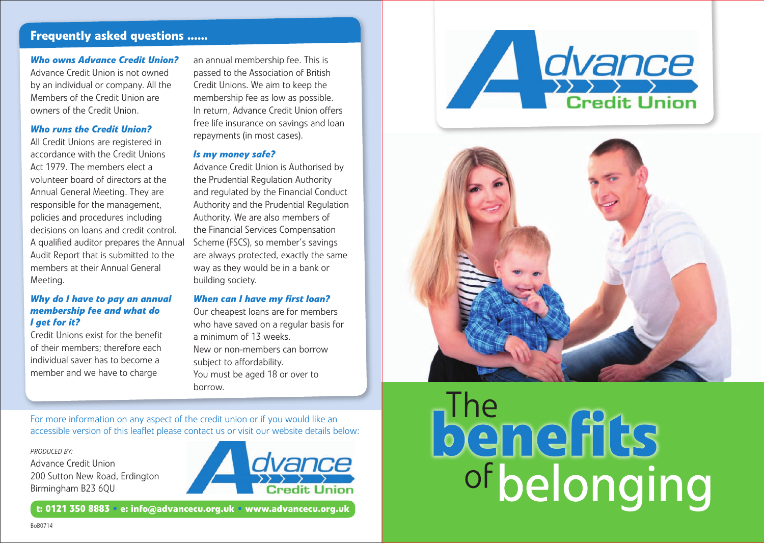## Frequently asked questions ......

***Who owns Advance Credit Union?***

Advance Credit Union is not owned by an individual or company. All the Members of the Credit Union are owners of the Credit Union.

***Who runs the Credit Union?***

All Credit Unions are registered in accordance with the Credit Unions Act 1979. The members elect a volunteer board of directors at the Annual General Meeting. They are responsible for the management, policies and procedures including decisions on loans and credit control. A qualified auditor prepares the Annual Audit Report that is submitted to the members at their Annual General Meeting.

***Why do I have to pay an annual membership fee and what do I get for it?***

Credit Unions exist for the benefit of their members; therefore each individual saver has to become a member and we have to charge an annual membership fee. This is passed to the Association of British Credit Unions. We aim to keep the membership fee as low as possible. In return, Advance Credit Union offers free life insurance on savings and loan repayments (in most cases).

***Is my money safe?***

Advance Credit Union is Authorised by the Prudential Regulation Authority and regulated by the Financial Conduct Authority and the Prudential Regulation Authority. We are also members of the Financial Services Compensation Scheme (FSCS), so member's savings are always protected, exactly the same way as they would be in a bank or building society.

***When can I have my first loan?***

Our cheapest loans are for members who have saved on a regular basis for a minimum of 13 weeks.
New or non-members can borrow subject to affordability.
You must be aged 18 or over to borrow.

For more information on any aspect of the credit union or if you would like an accessible version of this leaflet please contact us or visit our website details below:

*PRODUCED BY:*
Advance Credit Union
200 Sutton New Road, Erdington
Birmingham B23 6QU

Advance Credit Union

**t: 0121 350 8883 • e: info@advancecu.org.uk • www.advancecu.org.uk**

BoB0714

Advance Credit Union

# The **benefits** of belonging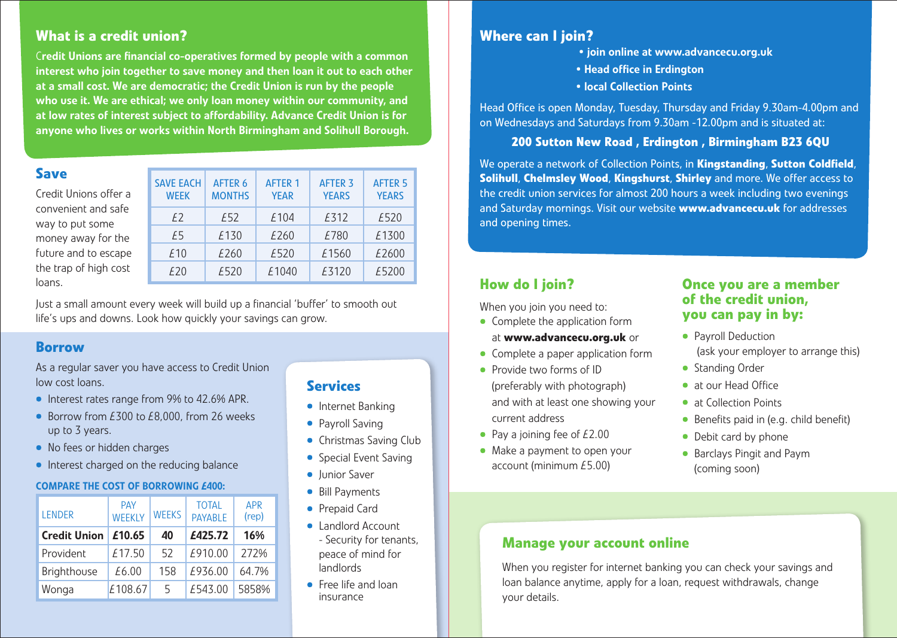## What is a credit union?

**Credit Unions are financial co-operatives formed by people with a common interest who join together to save money and then loan it out to each other at a small cost. We are democratic; the Credit Union is run by the people who use it. We are ethical; we only loan money within our community, and at low rates of interest subject to affordability. Advance Credit Union is for anyone who lives or works within North Birmingham and Solihull Borough.**

## Save

Credit Unions offer a convenient and safe way to put some money away for the future and to escape the trap of high cost loans.

| SAVE EACH WEEK | AFTER 6 MONTHS | AFTER 1 YEAR | AFTER 3 YEARS | AFTER 5 YEARS |
|---|---|---|---|---|
| £2 | £52 | £104 | £312 | £520 |
| £5 | £130 | £260 | £780 | £1300 |
| £10 | £260 | £520 | £1560 | £2600 |
| £20 | £520 | £1040 | £3120 | £5200 |

Just a small amount every week will build up a financial 'buffer' to smooth out life's ups and downs. Look how quickly your savings can grow.

## Borrow

As a regular saver you have access to Credit Union low cost loans.

- Interest rates range from 9% to 42.6% APR.
- Borrow from £300 to £8,000, from 26 weeks up to 3 years.
- No fees or hidden charges
- Interest charged on the reducing balance

**COMPARE THE COST OF BORROWING £400:**

| LENDER | PAY WEEKLY | WEEKS | TOTAL PAYABLE | APR (rep) |
|---|---|---|---|---|
| **Credit Union** | **£10.65** | **40** | **£425.72** | **16%** |
| Provident | £17.50 | 52 | £910.00 | 272% |
| Brighthouse | £6.00 | 158 | £936.00 | 64.7% |
| Wonga | £108.67 | 5 | £543.00 | 5858% |

## Services

- Internet Banking
- Payroll Saving
- Christmas Saving Club
- Special Event Saving
- Junior Saver
- Bill Payments
- Prepaid Card
- Landlord Account
  - Security for tenants, peace of mind for landlords
- Free life and loan insurance

## Where can I join?

- **join online at www.advancecu.org.uk**
- **Head office in Erdington**
- **local Collection Points**

Head Office is open Monday, Tuesday, Thursday and Friday 9.30am-4.00pm and on Wednesdays and Saturdays from 9.30am -12.00pm and is situated at:

**200 Sutton New Road , Erdington , Birmingham B23 6QU**

We operate a network of Collection Points, in **Kingstanding**, **Sutton Coldfield**, **Solihull**, **Chelmsley Wood**, **Kingshurst**, **Shirley** and more. We offer access to the credit union services for almost 200 hours a week including two evenings and Saturday mornings. Visit our website **www.advancecu.uk** for addresses and opening times.

## How do I join?

When you join you need to:

- Complete the application form at **www.advancecu.org.uk** or
- Complete a paper application form
- Provide two forms of ID (preferably with photograph) and with at least one showing your current address
- Pay a joining fee of £2.00
- Make a payment to open your account (minimum £5.00)

## Once you are a member of the credit union, you can pay in by:

- Payroll Deduction (ask your employer to arrange this)
- Standing Order
- at our Head Office
- at Collection Points
- Benefits paid in (e.g. child benefit)
- Debit card by phone
- Barclays Pingit and Paym (coming soon)

## Manage your account online

When you register for internet banking you can check your savings and loan balance anytime, apply for a loan, request withdrawals, change your details.